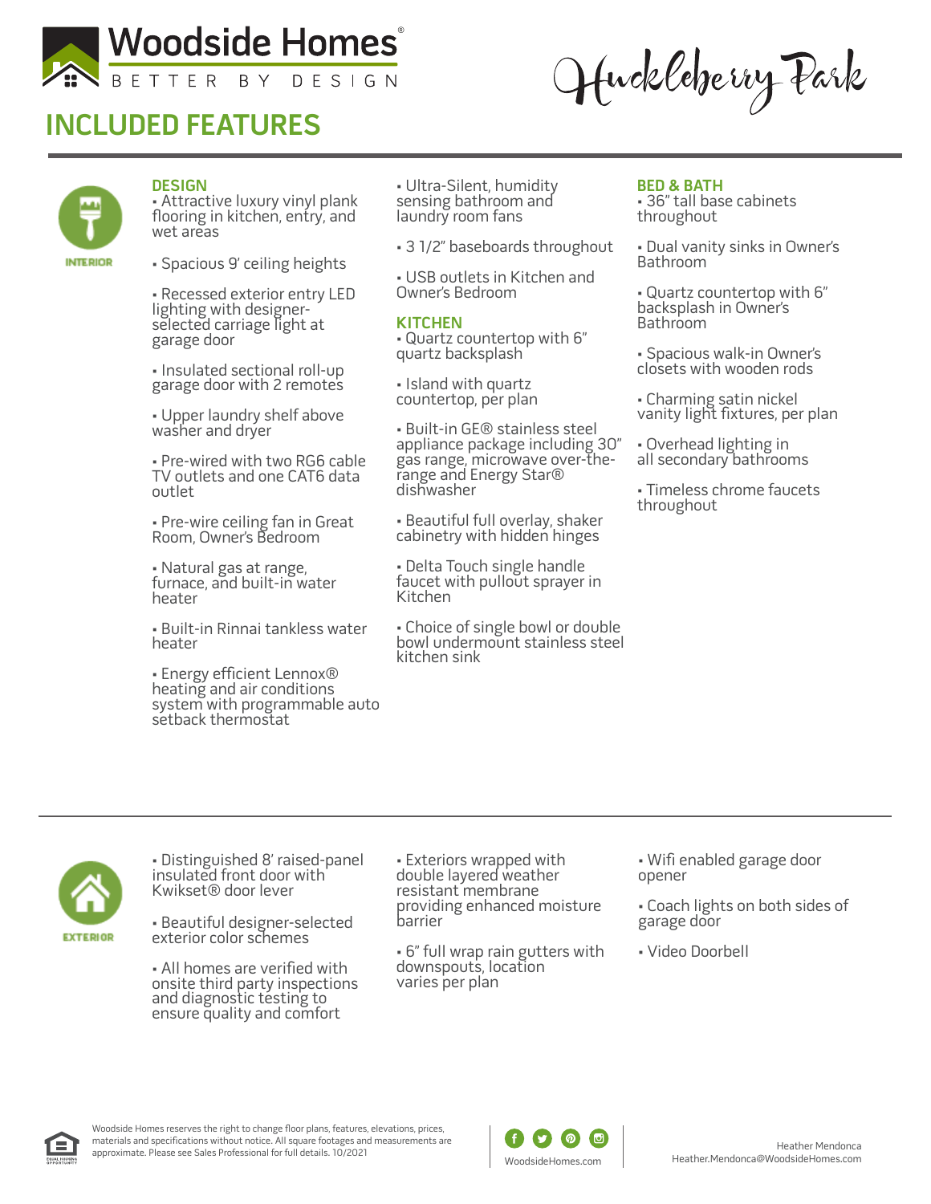# Woodside Homes

BETTER BY DESIGN

Huckleberry Park

## INCLUDED FEATURES

INTERIOR

### DESIGN

- Attractive luxury vinyl plank flooring in kitchen, entry, and wet areas
- Spacious 9' ceiling heights
- Recessed exterior entry LED lighting with designer-selected carriage light at garage door
- Insulated sectional roll-up garage door with 2 remotes
- Upper laundry shelf above washer and dryer
- Pre-wired with two RG6 cable TV outlets and one CAT6 data outlet
- Pre-wire ceiling fan in Great Room, Owner's Bedroom
- Natural gas at range, furnace, and built-in water heater
- Built-in Rinnai tankless water heater
- Energy efficient Lennox® heating and air conditions system with programmable auto setback thermostat
- Ultra-Silent, humidity sensing bathroom and laundry room fans
- 3 1/2" baseboards throughout
- USB outlets in Kitchen and Owner's Bedroom

### KITCHEN

- Quartz countertop with 6" quartz backsplash
- Island with quartz countertop, per plan
- Built-in GE® stainless steel appliance package including 30" gas range, microwave over-the-range and Energy Star® dishwasher
- Beautiful full overlay, shaker cabinetry with hidden hinges
- Delta Touch single handle faucet with pullout sprayer in Kitchen
- Choice of single bowl or double bowl undermount stainless steel kitchen sink

### BED & BATH

- 36" tall base cabinets throughout
- Dual vanity sinks in Owner's Bathroom
- Quartz countertop with 6" backsplash in Owner's Bathroom
- Spacious walk-in Owner's closets with wooden rods
- Charming satin nickel vanity light fixtures, per plan
- Overhead lighting in all secondary bathrooms
- Timeless chrome faucets throughout

EXTERIOR

- Distinguished 8' raised-panel insulated front door with Kwikset® door lever
- Beautiful designer-selected exterior color schemes
- All homes are verified with onsite third party inspections and diagnostic testing to ensure quality and comfort
- Exteriors wrapped with double layered weather resistant membrane providing enhanced moisture barrier
- 6" full wrap rain gutters with downspouts, location varies per plan
- Wifi enabled garage door opener
- Coach lights on both sides of garage door
- Video Doorbell

Woodside Homes reserves the right to change floor plans, features, elevations, prices, materials and specifications without notice. All square footages and measurements are approximate. Please see Sales Professional for full details. 10/2021

WoodsideHomes.com

Heather Mendonca
Heather.Mendonca@WoodsideHomes.com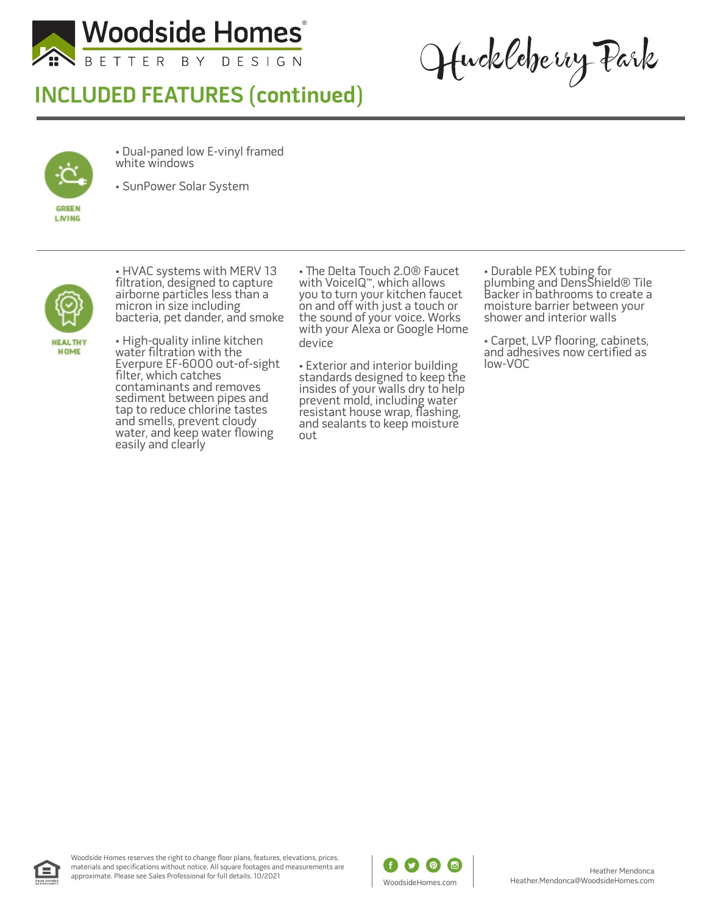# INCLUDED FEATURES (continued)

Huckleberry Park

### GREEN LIVING

- Dual-paned low E-vinyl framed white windows
- SunPower Solar System

### HEALTHY HOME

- HVAC systems with MERV 13 filtration, designed to capture airborne particles less than a micron in size including bacteria, pet dander, and smoke
- High-quality inline kitchen water filtration with the Everpure EF-6000 out-of-sight filter, which catches contaminants and removes sediment between pipes and tap to reduce chlorine tastes and smells, prevent cloudy water, and keep water flowing easily and clearly
- The Delta Touch 2.0® Faucet with VoiceIQ™, which allows you to turn your kitchen faucet on and off with just a touch or the sound of your voice. Works with your Alexa or Google Home device
- Exterior and interior building standards designed to keep the insides of your walls dry to help prevent mold, including water resistant house wrap, flashing, and sealants to keep moisture out
- Durable PEX tubing for plumbing and DensShield® Tile Backer in bathrooms to create a moisture barrier between your shower and interior walls
- Carpet, LVP flooring, cabinets, and adhesives now certified as low-VOC

Woodside Homes reserves the right to change floor plans, features, elevations, prices, materials and specifications without notice. All square footages and measurements are approximate. Please see Sales Professional for full details. 10/2021

WoodsideHomes.com

Heather Mendonca
Heather.Mendonca@WoodsideHomes.com